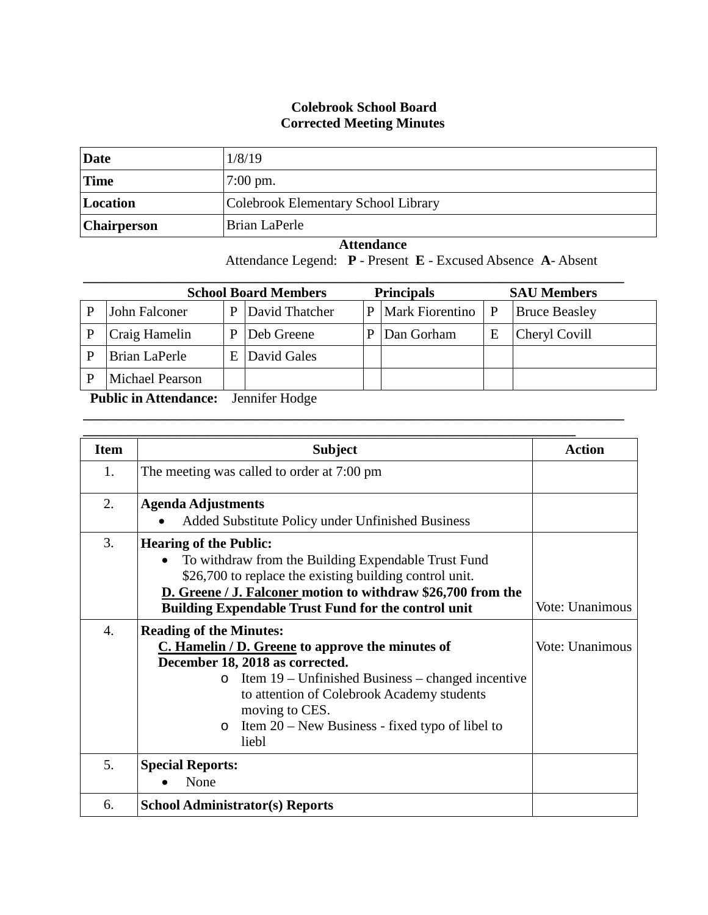**Colebrook School Board**
**Corrected Meeting Minutes**

| | |
|---|---|
| **Date** | 1/8/19 |
| **Time** | 7:00 pm. |
| **Location** | Colebrook Elementary School Library |
| **Chairperson** | Brian LaPerle |

**Attendance**

Attendance Legend: **P** - Present **E** - Excused Absence **A**- Absent

| **School Board Members** | | | | **Principals** | | **SAU Members** | |
|---|---|---|---|---|---|---|---|
| P | John Falconer | P | David Thatcher | P | Mark Fiorentino | P | Bruce Beasley |
| P | Craig Hamelin | P | Deb Greene | P | Dan Gorham | E | Cheryl Covill |
| P | Brian LaPerle | E | David Gales | | | | |
| P | Michael Pearson | | | | | | |

**Public in Attendance:** Jennifer Hodge

| Item | Subject | Action |
|---|---|---|
| 1. | The meeting was called to order at 7:00 pm | |
| 2. | **Agenda Adjustments**<br>• Added Substitute Policy under Unfinished Business | |
| 3. | **Hearing of the Public:**<br>• To withdraw from the Building Expendable Trust Fund $26,700 to replace the existing building control unit.<br>**<u>D. Greene / J. Falconer</u> motion to withdraw $26,700 from the Building Expendable Trust Fund for the control unit** | Vote: Unanimous |
| 4. | **Reading of the Minutes:**<br>**<u>C. Hamelin / D. Greene</u> to approve the minutes of December 18, 2018 as corrected.**<br>o Item 19 – Unfinished Business – changed incentive to attention of Colebrook Academy students moving to CES.<br>o Item 20 – New Business - fixed typo of libel to liebl | Vote: Unanimous |
| 5. | **Special Reports:**<br>• None | |
| 6. | **School Administrator(s) Reports** | |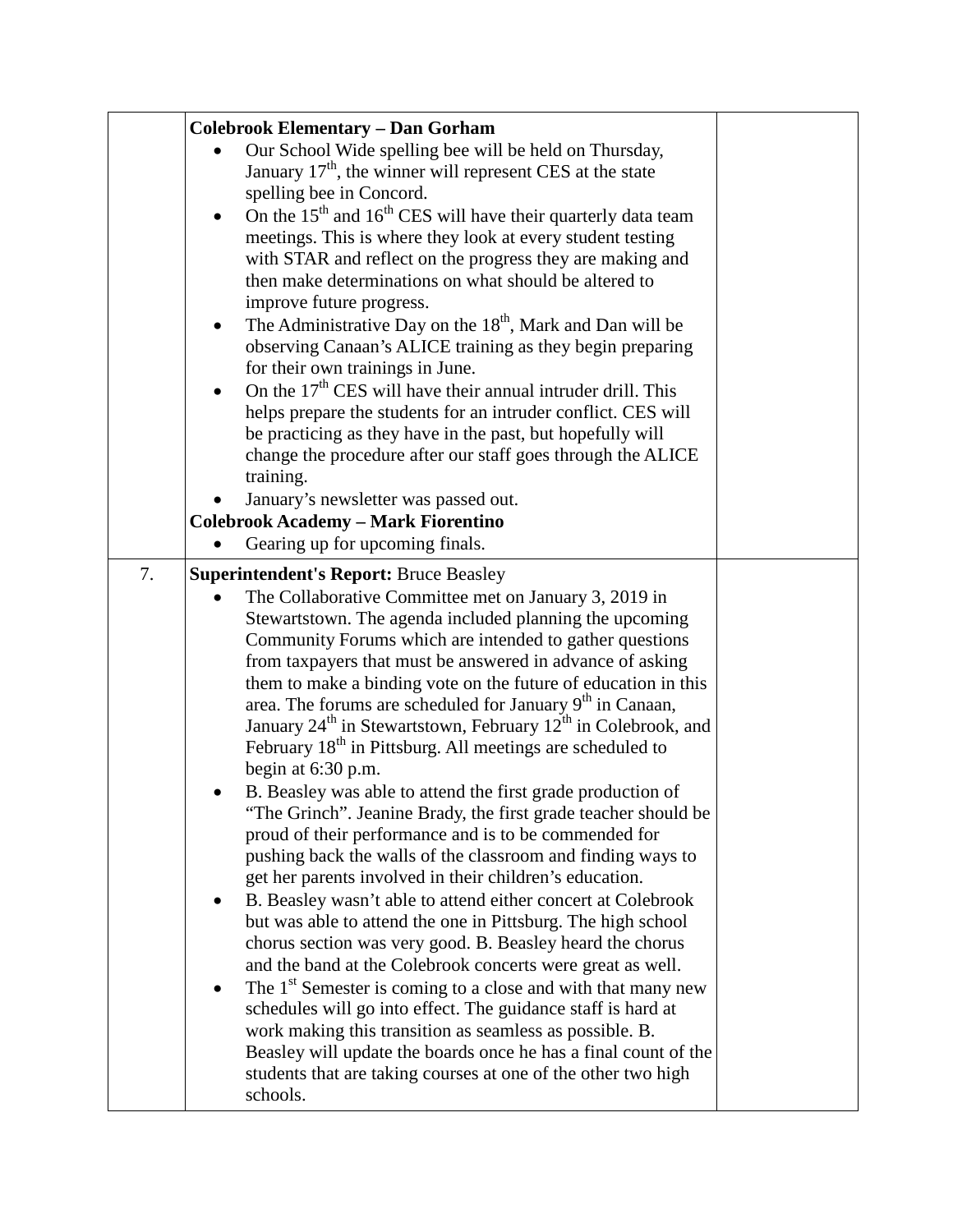| | | |
|---|---|---|
| | **Colebrook Elementary – Dan Gorham**<br>• Our School Wide spelling bee will be held on Thursday, January 17th, the winner will represent CES at the state spelling bee in Concord.<br>• On the 15th and 16th CES will have their quarterly data team meetings. This is where they look at every student testing with STAR and reflect on the progress they are making and then make determinations on what should be altered to improve future progress.<br>• The Administrative Day on the 18th, Mark and Dan will be observing Canaan's ALICE training as they begin preparing for their own trainings in June.<br>• On the 17th CES will have their annual intruder drill. This helps prepare the students for an intruder conflict. CES will be practicing as they have in the past, but hopefully will change the procedure after our staff goes through the ALICE training.<br>• January's newsletter was passed out.<br>**Colebrook Academy – Mark Fiorentino**<br>• Gearing up for upcoming finals. | |
| 7. | **Superintendent's Report:** Bruce Beasley<br>• The Collaborative Committee met on January 3, 2019 in Stewartstown. The agenda included planning the upcoming Community Forums which are intended to gather questions from taxpayers that must be answered in advance of asking them to make a binding vote on the future of education in this area. The forums are scheduled for January 9th in Canaan, January 24th in Stewartstown, February 12th in Colebrook, and February 18th in Pittsburg. All meetings are scheduled to begin at 6:30 p.m.<br>• B. Beasley was able to attend the first grade production of "The Grinch". Jeanine Brady, the first grade teacher should be proud of their performance and is to be commended for pushing back the walls of the classroom and finding ways to get her parents involved in their children's education.<br>• B. Beasley wasn't able to attend either concert at Colebrook but was able to attend the one in Pittsburg. The high school chorus section was very good. B. Beasley heard the chorus and the band at the Colebrook concerts were great as well.<br>• The 1st Semester is coming to a close and with that many new schedules will go into effect. The guidance staff is hard at work making this transition as seamless as possible. B. Beasley will update the boards once he has a final count of the students that are taking courses at one of the other two high schools. | |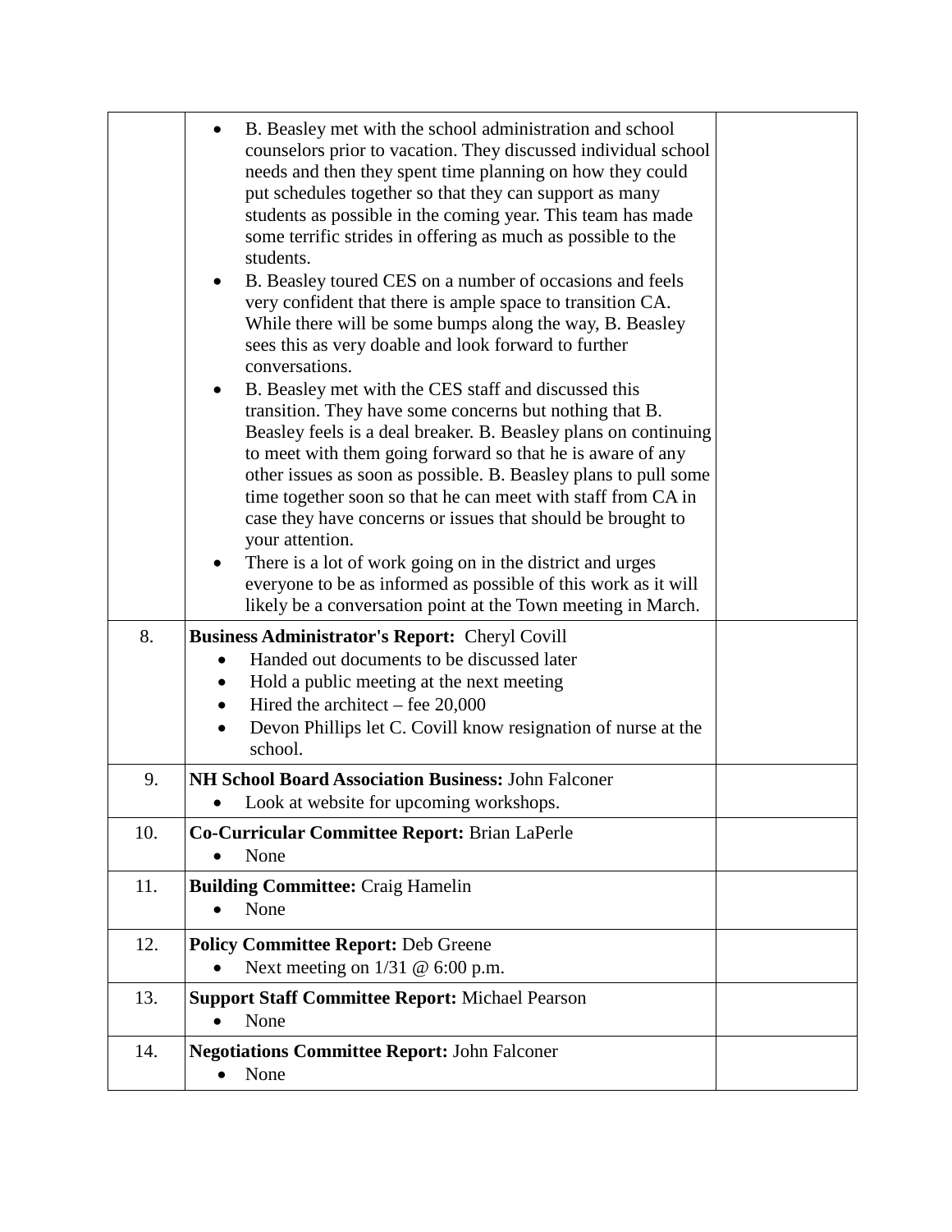| | | |
|---|---|---|
| | • B. Beasley met with the school administration and school counselors prior to vacation. They discussed individual school needs and then they spent time planning on how they could put schedules together so that they can support as many students as possible in the coming year. This team has made some terrific strides in offering as much as possible to the students.<br>• B. Beasley toured CES on a number of occasions and feels very confident that there is ample space to transition CA. While there will be some bumps along the way, B. Beasley sees this as very doable and look forward to further conversations.<br>• B. Beasley met with the CES staff and discussed this transition. They have some concerns but nothing that B. Beasley feels is a deal breaker. B. Beasley plans on continuing to meet with them going forward so that he is aware of any other issues as soon as possible. B. Beasley plans to pull some time together soon so that he can meet with staff from CA in case they have concerns or issues that should be brought to your attention.<br>• There is a lot of work going on in the district and urges everyone to be as informed as possible of this work as it will likely be a conversation point at the Town meeting in March. | |
| 8. | **Business Administrator's Report:** Cheryl Covill<br>• Handed out documents to be discussed later<br>• Hold a public meeting at the next meeting<br>• Hired the architect – fee 20,000<br>• Devon Phillips let C. Covill know resignation of nurse at the school. | |
| 9. | **NH School Board Association Business:** John Falconer<br>• Look at website for upcoming workshops. | |
| 10. | **Co-Curricular Committee Report:** Brian LaPerle<br>• None | |
| 11. | **Building Committee:** Craig Hamelin<br>• None | |
| 12. | **Policy Committee Report:** Deb Greene<br>• Next meeting on 1/31 @ 6:00 p.m. | |
| 13. | **Support Staff Committee Report:** Michael Pearson<br>• None | |
| 14. | **Negotiations Committee Report:** John Falconer<br>• None | |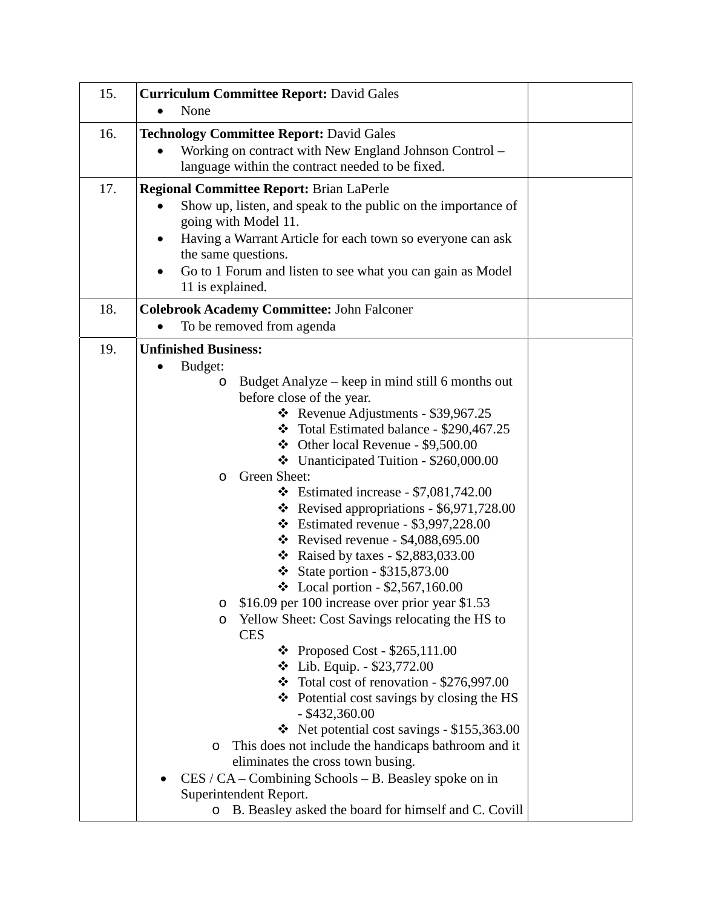| | | |
|---|---|---|
| 15. | **Curriculum Committee Report:** David Gales<br>• None | |
| 16. | **Technology Committee Report:** David Gales<br>• Working on contract with New England Johnson Control – language within the contract needed to be fixed. | |
| 17. | **Regional Committee Report:** Brian LaPerle<br>• Show up, listen, and speak to the public on the importance of going with Model 11.<br>• Having a Warrant Article for each town so everyone can ask the same questions.<br>• Go to 1 Forum and listen to see what you can gain as Model 11 is explained. | |
| 18. | **Colebrook Academy Committee:** John Falconer<br>• To be removed from agenda | |
| 19. | **Unfinished Business:**<br>• Budget:<br>o Budget Analyze – keep in mind still 6 months out before close of the year.<br>❖ Revenue Adjustments - $39,967.25<br>❖ Total Estimated balance - $290,467.25<br>❖ Other local Revenue - $9,500.00<br>❖ Unanticipated Tuition - $260,000.00<br>o Green Sheet:<br>❖ Estimated increase - $7,081,742.00<br>❖ Revised appropriations - $6,971,728.00<br>❖ Estimated revenue - $3,997,228.00<br>❖ Revised revenue - $4,088,695.00<br>❖ Raised by taxes - $2,883,033.00<br>❖ State portion - $315,873.00<br>❖ Local portion - $2,567,160.00<br>o $16.09 per 100 increase over prior year $1.53<br>o Yellow Sheet: Cost Savings relocating the HS to CES<br>❖ Proposed Cost - $265,111.00<br>❖ Lib. Equip. - $23,772.00<br>❖ Total cost of renovation - $276,997.00<br>❖ Potential cost savings by closing the HS - $432,360.00<br>❖ Net potential cost savings - $155,363.00<br>o This does not include the handicaps bathroom and it eliminates the cross town busing.<br>• CES / CA – Combining Schools – B. Beasley spoke on in Superintendent Report.<br>o B. Beasley asked the board for himself and C. Covill | |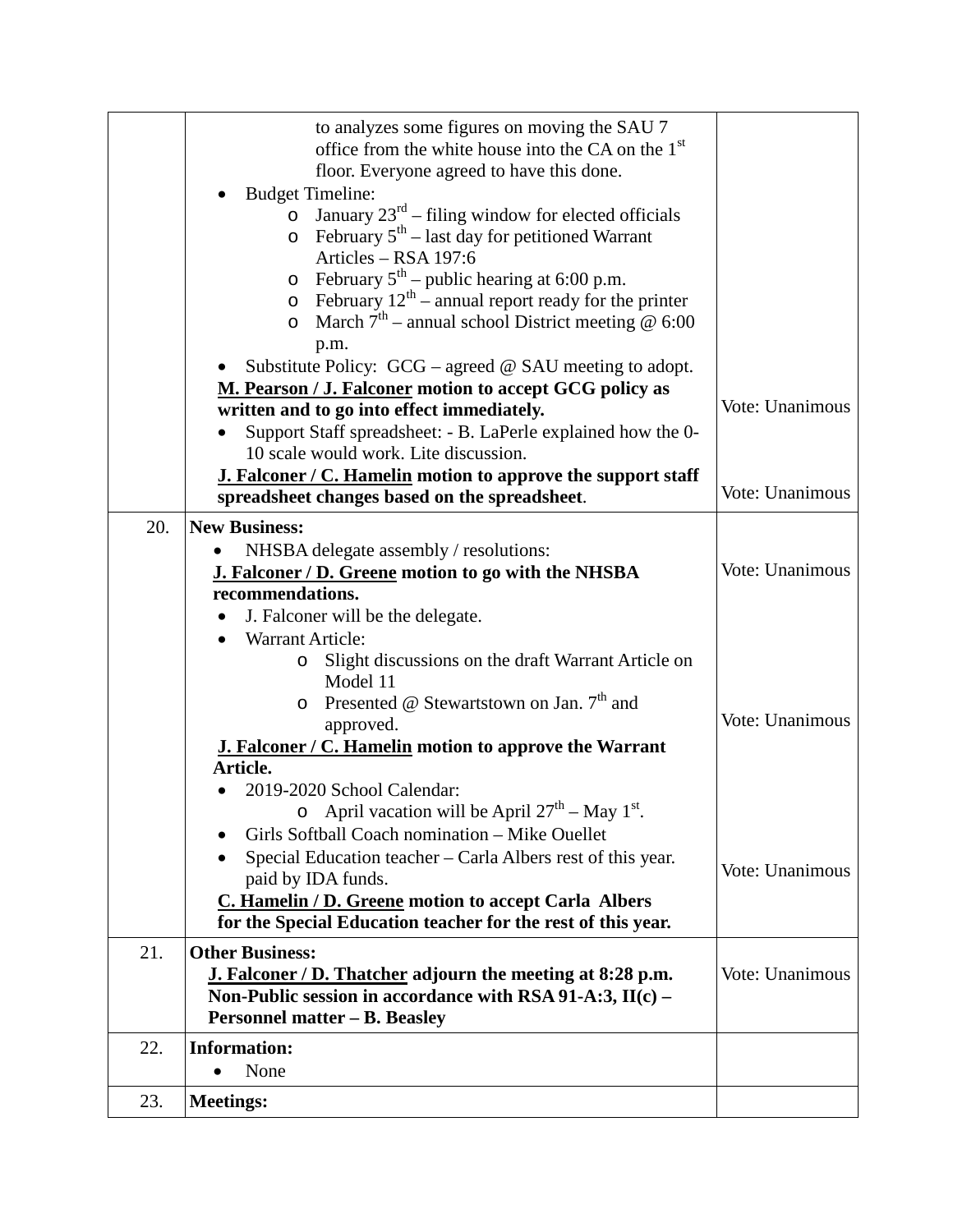| | | |
|---|---|---|
| | to analyzes some figures on moving the SAU 7 office from the white house into the CA on the 1st floor. Everyone agreed to have this done.<br>• Budget Timeline:<br>  ○ January 23rd – filing window for elected officials<br>  ○ February 5th – last day for petitioned Warrant Articles – RSA 197:6<br>  ○ February 5th – public hearing at 6:00 p.m.<br>  ○ February 12th – annual report ready for the printer<br>  ○ March 7th – annual school District meeting @ 6:00 p.m.<br>• Substitute Policy: GCG – agreed @ SAU meeting to adopt.<br>**<u>M. Pearson / J. Falconer</u> motion to accept GCG policy as written and to go into effect immediately.**<br>• Support Staff spreadsheet: - B. LaPerle explained how the 0-10 scale would work. Lite discussion.<br>**<u>J. Falconer / C. Hamelin</u> motion to approve the support staff spreadsheet changes based on the spreadsheet**. | Vote: Unanimous<br><br>Vote: Unanimous |
| 20. | **New Business:**<br>• NHSBA delegate assembly / resolutions:<br>**<u>J. Falconer / D. Greene</u> motion to go with the NHSBA recommendations.**<br>• J. Falconer will be the delegate.<br>• Warrant Article:<br>  ○ Slight discussions on the draft Warrant Article on Model 11<br>  ○ Presented @ Stewartstown on Jan. 7th and approved.<br>**<u>J. Falconer / C. Hamelin</u> motion to approve the Warrant Article.**<br>• 2019-2020 School Calendar:<br>  ○ April vacation will be April 27th – May 1st.<br>• Girls Softball Coach nomination – Mike Ouellet<br>• Special Education teacher – Carla Albers rest of this year. paid by IDA funds.<br>**<u>C. Hamelin / D. Greene</u> motion to accept Carla Albers for the Special Education teacher for the rest of this year.** | Vote: Unanimous<br><br>Vote: Unanimous<br><br>Vote: Unanimous |
| 21. | **Other Business:**<br>**<u>J. Falconer / D. Thatcher</u> adjourn the meeting at 8:28 p.m. Non-Public session in accordance with RSA 91-A:3, II(c) – Personnel matter – B. Beasley** | Vote: Unanimous |
| 22. | **Information:**<br>• None | |
| 23. | **Meetings:** | |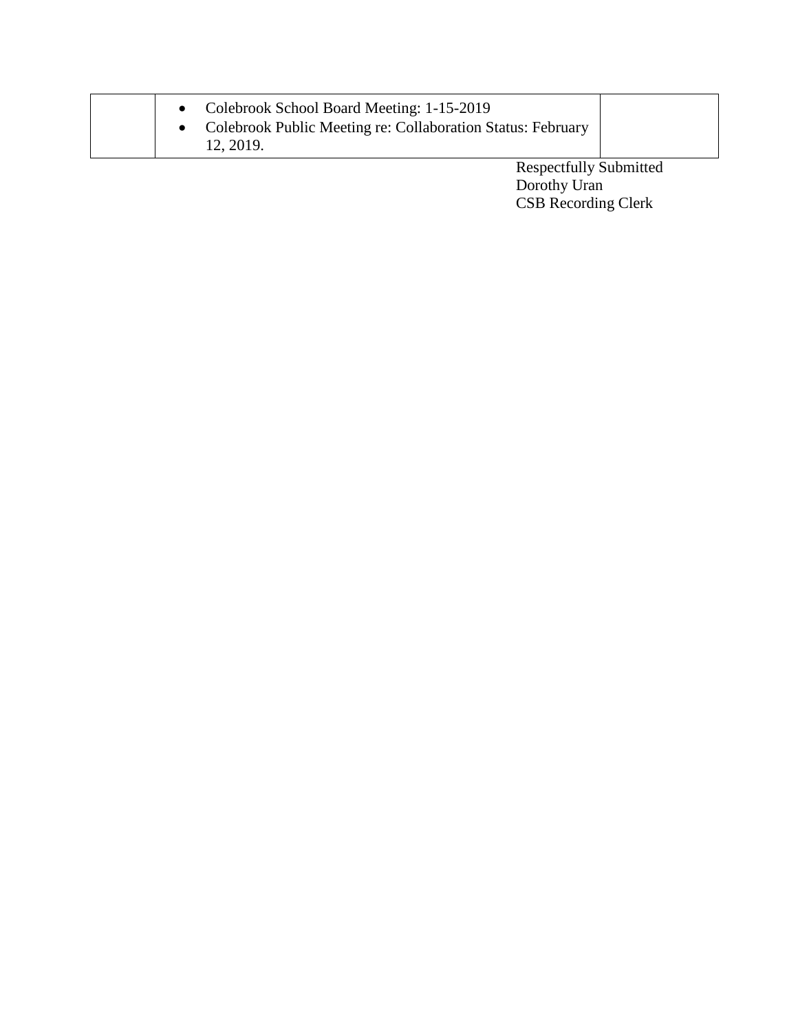| | | |
|---|---|---|
| | • Colebrook School Board Meeting: 1-15-2019<br>• Colebrook Public Meeting re: Collaboration Status: February 12, 2019. | |

Respectfully Submitted
Dorothy Uran
CSB Recording Clerk